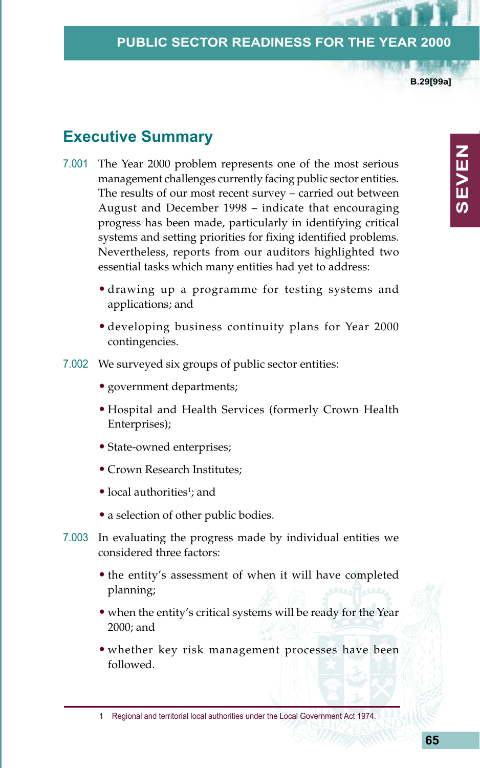## Executive Summary

7.001 The Year 2000 problem represents one of the most serious management challenges currently facing public sector entities. The results of our most recent survey – carried out between August and December 1998 – indicate that encouraging progress has been made, particularly in identifying critical systems and setting priorities for fixing identified problems. Nevertheless, reports from our auditors highlighted two essential tasks which many entities had yet to address:

- drawing up a programme for testing systems and applications; and
- developing business continuity plans for Year 2000 contingencies.

7.002 We surveyed six groups of public sector entities:

- government departments;
- Hospital and Health Services (formerly Crown Health Enterprises);
- State-owned enterprises;
- Crown Research Institutes;
- local authorities[1]; and
- a selection of other public bodies.

7.003 In evaluating the progress made by individual entities we considered three factors:

- the entity's assessment of when it will have completed planning;
- when the entity's critical systems will be ready for the Year 2000; and
- whether key risk management processes have been followed.

---

1 Regional and territorial local authorities under the Local Government Act 1974.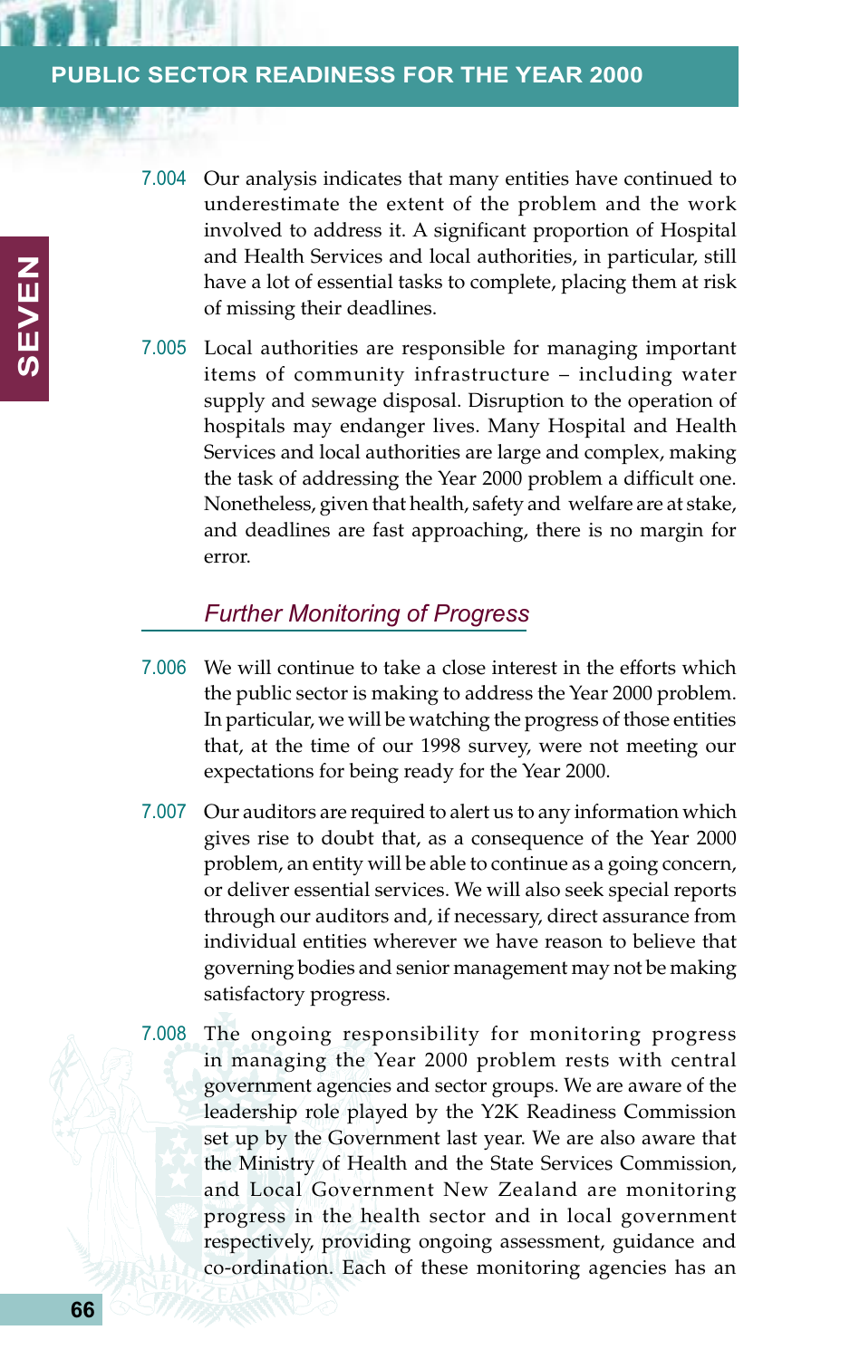7.004 Our analysis indicates that many entities have continued to underestimate the extent of the problem and the work involved to address it. A significant proportion of Hospital and Health Services and local authorities, in particular, still have a lot of essential tasks to complete, placing them at risk of missing their deadlines.

7.005 Local authorities are responsible for managing important items of community infrastructure – including water supply and sewage disposal. Disruption to the operation of hospitals may endanger lives. Many Hospital and Health Services and local authorities are large and complex, making the task of addressing the Year 2000 problem a difficult one. Nonetheless, given that health, safety and welfare are at stake, and deadlines are fast approaching, there is no margin for error.

### *Further Monitoring of Progress*

7.006 We will continue to take a close interest in the efforts which the public sector is making to address the Year 2000 problem. In particular, we will be watching the progress of those entities that, at the time of our 1998 survey, were not meeting our expectations for being ready for the Year 2000.

7.007 Our auditors are required to alert us to any information which gives rise to doubt that, as a consequence of the Year 2000 problem, an entity will be able to continue as a going concern, or deliver essential services. We will also seek special reports through our auditors and, if necessary, direct assurance from individual entities wherever we have reason to believe that governing bodies and senior management may not be making satisfactory progress.

7.008 The ongoing responsibility for monitoring progress in managing the Year 2000 problem rests with central government agencies and sector groups. We are aware of the leadership role played by the Y2K Readiness Commission set up by the Government last year. We are also aware that the Ministry of Health and the State Services Commission, and Local Government New Zealand are monitoring progress in the health sector and in local government respectively, providing ongoing assessment, guidance and co-ordination. Each of these monitoring agencies has an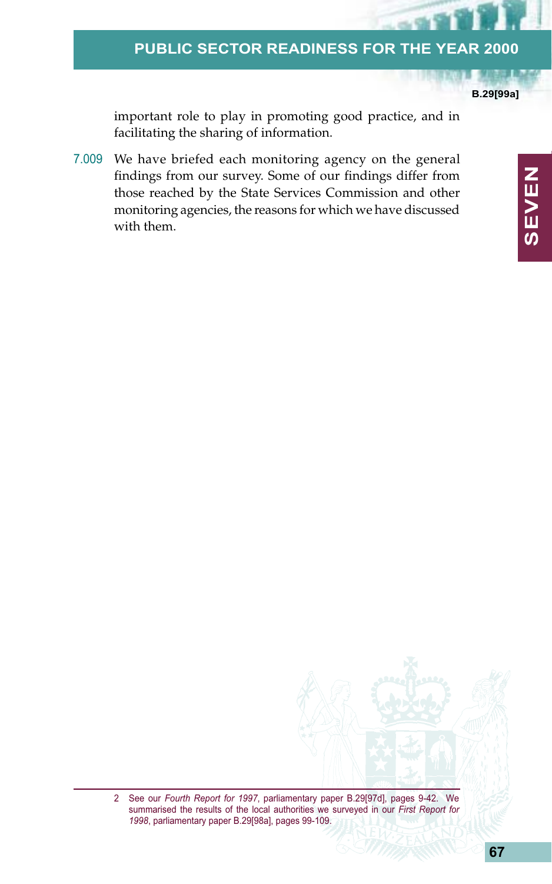important role to play in promoting good practice, and in facilitating the sharing of information.

7.009 We have briefed each monitoring agency on the general findings from our survey. Some of our findings differ from those reached by the State Services Commission and other monitoring agencies, the reasons for which we have discussed with them.

---

2 See our *Fourth Report for 1997*, parliamentary paper B.29[97d], pages 9-42. We summarised the results of the local authorities we surveyed in our *First Report for 1998*, parliamentary paper B.29[98a], pages 99-109.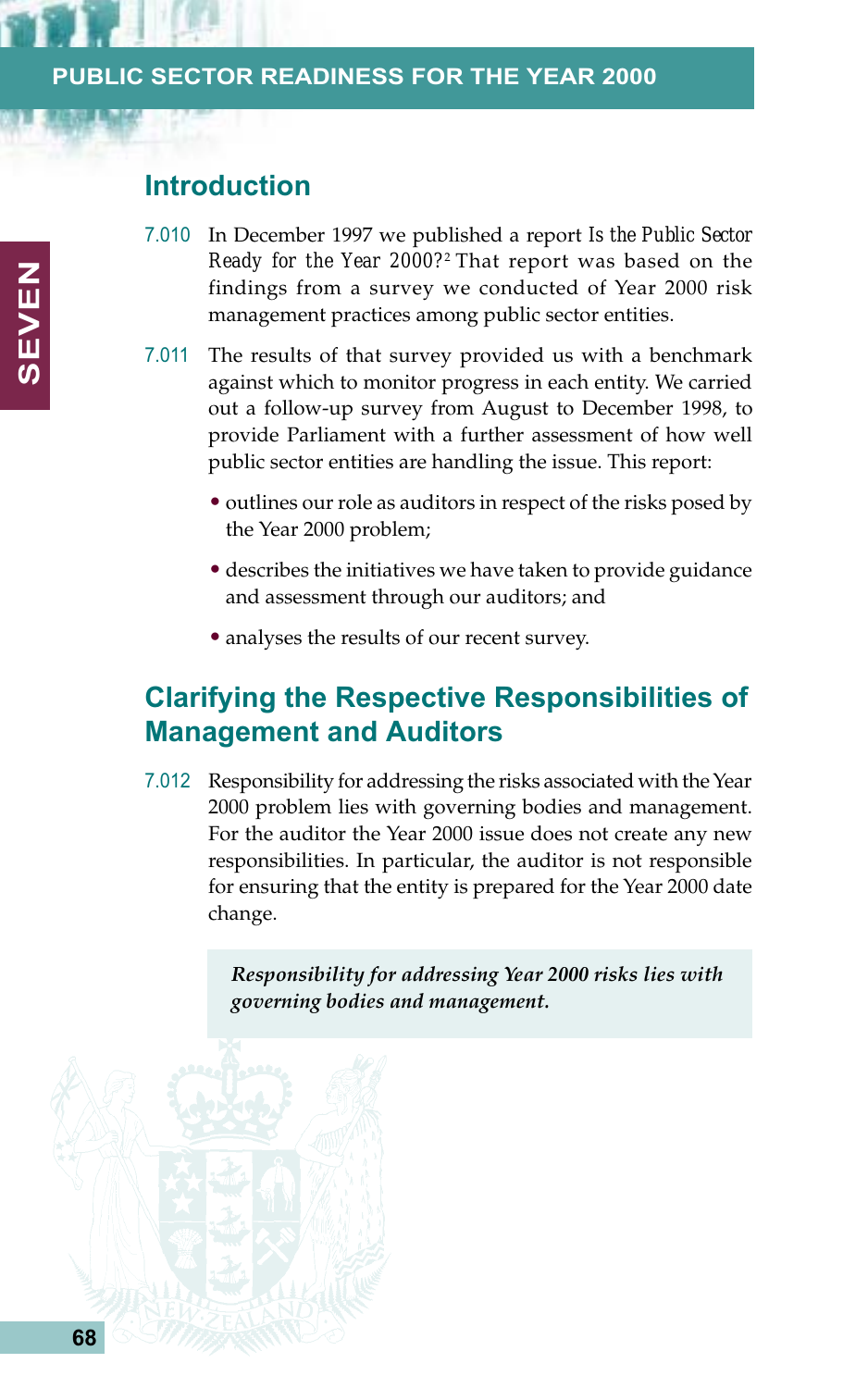## Introduction

7.010 In December 1997 we published a report *Is the Public Sector Ready for the Year 2000?*[2] That report was based on the findings from a survey we conducted of Year 2000 risk management practices among public sector entities.

7.011 The results of that survey provided us with a benchmark against which to monitor progress in each entity. We carried out a follow-up survey from August to December 1998, to provide Parliament with a further assessment of how well public sector entities are handling the issue. This report:

- outlines our role as auditors in respect of the risks posed by the Year 2000 problem;
- describes the initiatives we have taken to provide guidance and assessment through our auditors; and
- analyses the results of our recent survey.

## Clarifying the Respective Responsibilities of Management and Auditors

7.012 Responsibility for addressing the risks associated with the Year 2000 problem lies with governing bodies and management. For the auditor the Year 2000 issue does not create any new responsibilities. In particular, the auditor is not responsible for ensuring that the entity is prepared for the Year 2000 date change.

> ***Responsibility for addressing Year 2000 risks lies with governing bodies and management.***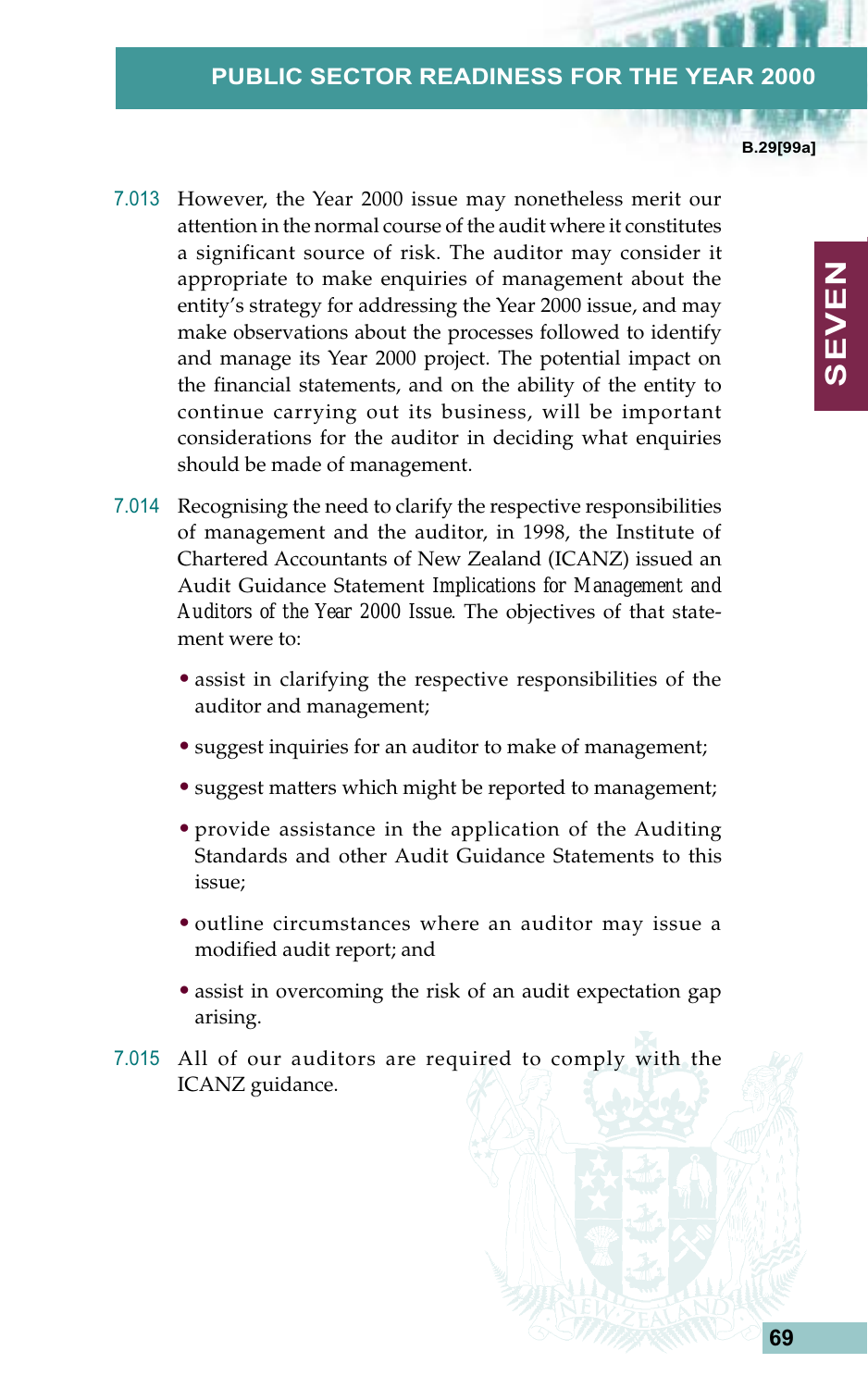7.013 However, the Year 2000 issue may nonetheless merit our attention in the normal course of the audit where it constitutes a significant source of risk. The auditor may consider it appropriate to make enquiries of management about the entity's strategy for addressing the Year 2000 issue, and may make observations about the processes followed to identify and manage its Year 2000 project. The potential impact on the financial statements, and on the ability of the entity to continue carrying out its business, will be important considerations for the auditor in deciding what enquiries should be made of management.

7.014 Recognising the need to clarify the respective responsibilities of management and the auditor, in 1998, the Institute of Chartered Accountants of New Zealand (ICANZ) issued an Audit Guidance Statement *Implications for Management and Auditors of the Year 2000 Issue*. The objectives of that statement were to:

- assist in clarifying the respective responsibilities of the auditor and management;
- suggest inquiries for an auditor to make of management;
- suggest matters which might be reported to management;
- provide assistance in the application of the Auditing Standards and other Audit Guidance Statements to this issue;
- outline circumstances where an auditor may issue a modified audit report; and
- assist in overcoming the risk of an audit expectation gap arising.

7.015 All of our auditors are required to comply with the ICANZ guidance.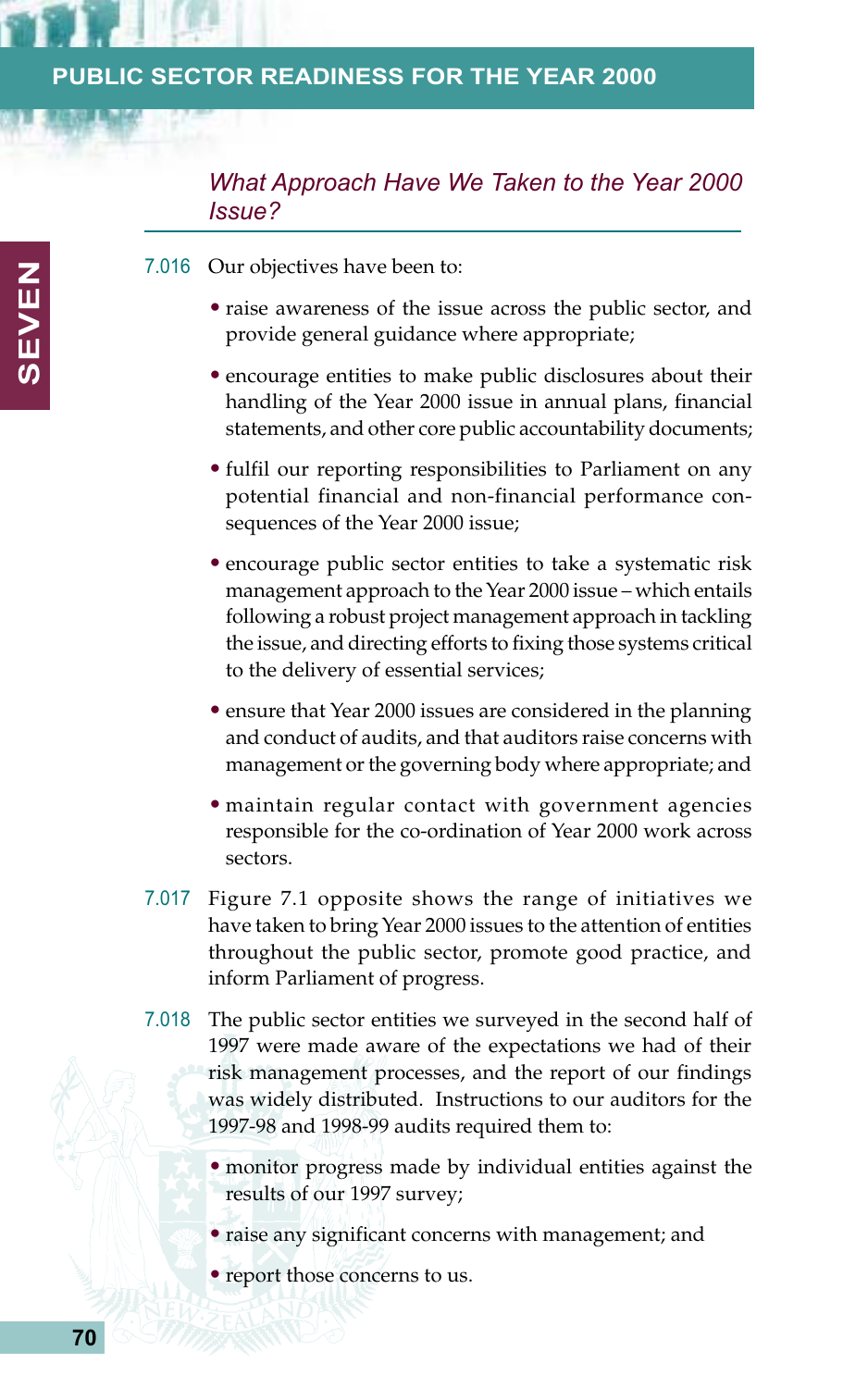## *What Approach Have We Taken to the Year 2000 Issue?*

7.016 Our objectives have been to:

- raise awareness of the issue across the public sector, and provide general guidance where appropriate;
- encourage entities to make public disclosures about their handling of the Year 2000 issue in annual plans, financial statements, and other core public accountability documents;
- fulfil our reporting responsibilities to Parliament on any potential financial and non-financial performance consequences of the Year 2000 issue;
- encourage public sector entities to take a systematic risk management approach to the Year 2000 issue – which entails following a robust project management approach in tackling the issue, and directing efforts to fixing those systems critical to the delivery of essential services;
- ensure that Year 2000 issues are considered in the planning and conduct of audits, and that auditors raise concerns with management or the governing body where appropriate; and
- maintain regular contact with government agencies responsible for the co-ordination of Year 2000 work across sectors.

7.017 Figure 7.1 opposite shows the range of initiatives we have taken to bring Year 2000 issues to the attention of entities throughout the public sector, promote good practice, and inform Parliament of progress.

7.018 The public sector entities we surveyed in the second half of 1997 were made aware of the expectations we had of their risk management processes, and the report of our findings was widely distributed. Instructions to our auditors for the 1997-98 and 1998-99 audits required them to:

- monitor progress made by individual entities against the results of our 1997 survey;
- raise any significant concerns with management; and
- report those concerns to us.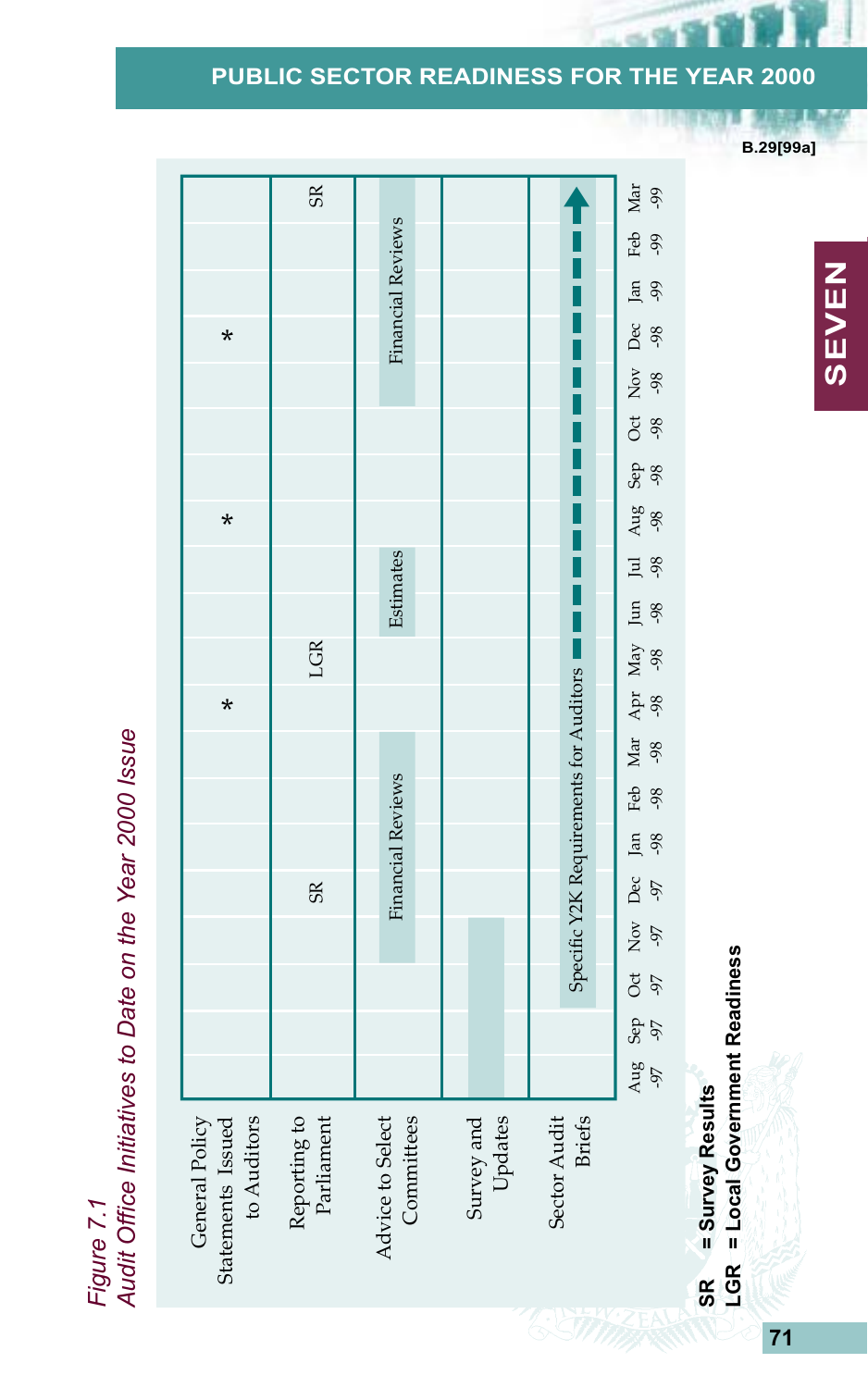*Figure 7.1*
*Audit Office Initiatives to Date on the Year 2000 Issue*

| | Aug -97 | Sep -97 | Oct -97 | Nov -97 | Dec -97 | Jan -98 | Feb -98 | Mar -98 | Apr -98 | May -98 | Jun -98 | Jul -98 | Aug -98 | Sep -98 | Oct -98 | Nov -98 | Dec -98 | Jan -99 | Feb -99 | Mar -99 |
|---|---|---|---|---|---|---|---|---|---|---|---|---|---|---|---|---|---|---|---|---|
| General Policy Statements Issued to Auditors | | | | | | | | | * | | | | * | | | | * | | | |
| Reporting to Parliament | | | | | SR | | | | | LGR | | | | | | | | | | SR |
| Advice to Select Committees | | | | Financial Reviews | Financial Reviews | Financial Reviews | Financial Reviews | Financial Reviews | | | Estimates | Estimates | | | | Financial Reviews | Financial Reviews | Financial Reviews | Financial Reviews | Financial Reviews |
| Survey and Updates | ■ | ■ | ■ | ■ | | | | | | | | | | | | | | | | |
| Sector Audit Briefs | | | Specific Y2K Requirements for Auditors → | → | → | → | → | → | → | → | → | → | → | → | → | → | → | → | → | → |

**SR = Survey Results**
**LGR = Local Government Readiness**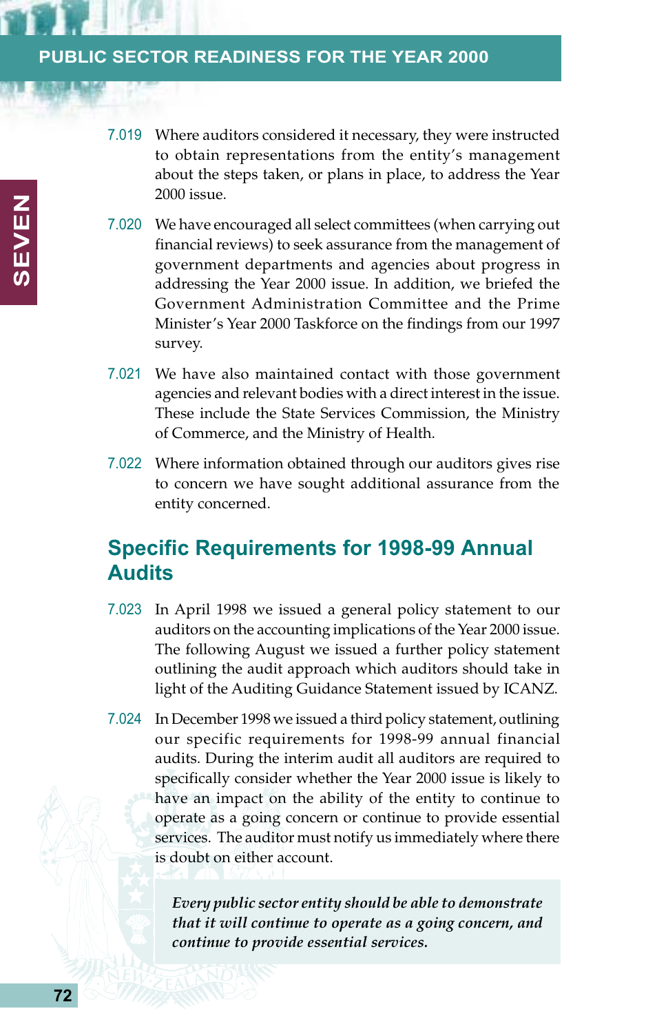7.019 Where auditors considered it necessary, they were instructed to obtain representations from the entity's management about the steps taken, or plans in place, to address the Year 2000 issue.

7.020 We have encouraged all select committees (when carrying out financial reviews) to seek assurance from the management of government departments and agencies about progress in addressing the Year 2000 issue. In addition, we briefed the Government Administration Committee and the Prime Minister's Year 2000 Taskforce on the findings from our 1997 survey.

7.021 We have also maintained contact with those government agencies and relevant bodies with a direct interest in the issue. These include the State Services Commission, the Ministry of Commerce, and the Ministry of Health.

7.022 Where information obtained through our auditors gives rise to concern we have sought additional assurance from the entity concerned.

## Specific Requirements for 1998-99 Annual Audits

7.023 In April 1998 we issued a general policy statement to our auditors on the accounting implications of the Year 2000 issue. The following August we issued a further policy statement outlining the audit approach which auditors should take in light of the Auditing Guidance Statement issued by ICANZ.

7.024 In December 1998 we issued a third policy statement, outlining our specific requirements for 1998-99 annual financial audits. During the interim audit all auditors are required to specifically consider whether the Year 2000 issue is likely to have an impact on the ability of the entity to continue to operate as a going concern or continue to provide essential services. The auditor must notify us immediately where there is doubt on either account.

> ***Every public sector entity should be able to demonstrate that it will continue to operate as a going concern, and continue to provide essential services.***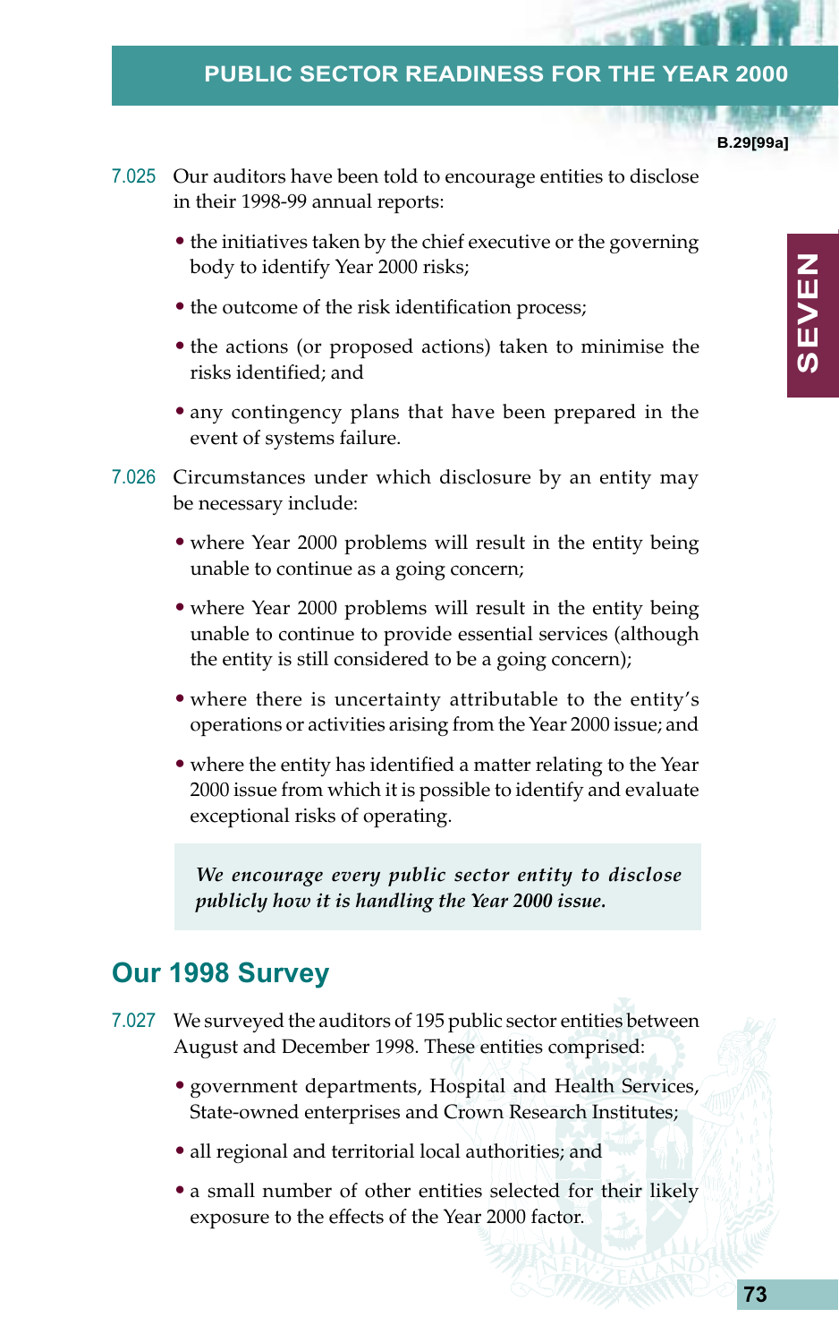7.025 Our auditors have been told to encourage entities to disclose in their 1998-99 annual reports:

- the initiatives taken by the chief executive or the governing body to identify Year 2000 risks;
- the outcome of the risk identification process;
- the actions (or proposed actions) taken to minimise the risks identified; and
- any contingency plans that have been prepared in the event of systems failure.

7.026 Circumstances under which disclosure by an entity may be necessary include:

- where Year 2000 problems will result in the entity being unable to continue as a going concern;
- where Year 2000 problems will result in the entity being unable to continue to provide essential services (although the entity is still considered to be a going concern);
- where there is uncertainty attributable to the entity's operations or activities arising from the Year 2000 issue; and
- where the entity has identified a matter relating to the Year 2000 issue from which it is possible to identify and evaluate exceptional risks of operating.

> ***We encourage every public sector entity to disclose publicly how it is handling the Year 2000 issue.***

## Our 1998 Survey

7.027 We surveyed the auditors of 195 public sector entities between August and December 1998. These entities comprised:

- government departments, Hospital and Health Services, State-owned enterprises and Crown Research Institutes;
- all regional and territorial local authorities; and
- a small number of other entities selected for their likely exposure to the effects of the Year 2000 factor.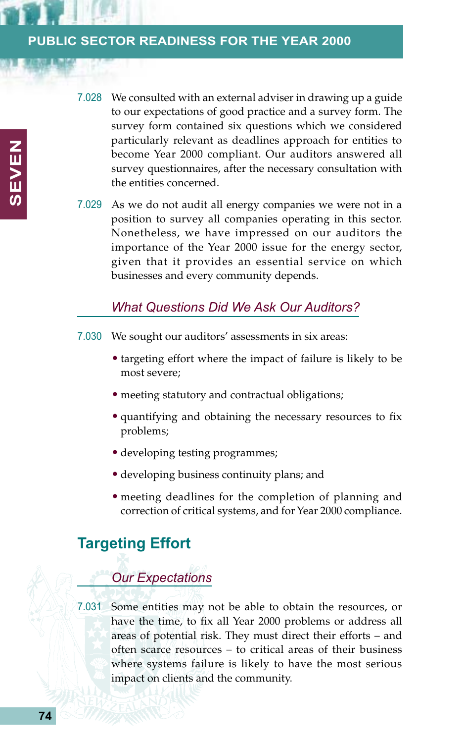7.028 We consulted with an external adviser in drawing up a guide to our expectations of good practice and a survey form. The survey form contained six questions which we considered particularly relevant as deadlines approach for entities to become Year 2000 compliant. Our auditors answered all survey questionnaires, after the necessary consultation with the entities concerned.

7.029 As we do not audit all energy companies we were not in a position to survey all companies operating in this sector. Nonetheless, we have impressed on our auditors the importance of the Year 2000 issue for the energy sector, given that it provides an essential service on which businesses and every community depends.

### *What Questions Did We Ask Our Auditors?*

7.030 We sought our auditors' assessments in six areas:

- targeting effort where the impact of failure is likely to be most severe;
- meeting statutory and contractual obligations;
- quantifying and obtaining the necessary resources to fix problems;
- developing testing programmes;
- developing business continuity plans; and
- meeting deadlines for the completion of planning and correction of critical systems, and for Year 2000 compliance.

## Targeting Effort

### *Our Expectations*

7.031 Some entities may not be able to obtain the resources, or have the time, to fix all Year 2000 problems or address all areas of potential risk. They must direct their efforts – and often scarce resources – to critical areas of their business where systems failure is likely to have the most serious impact on clients and the community.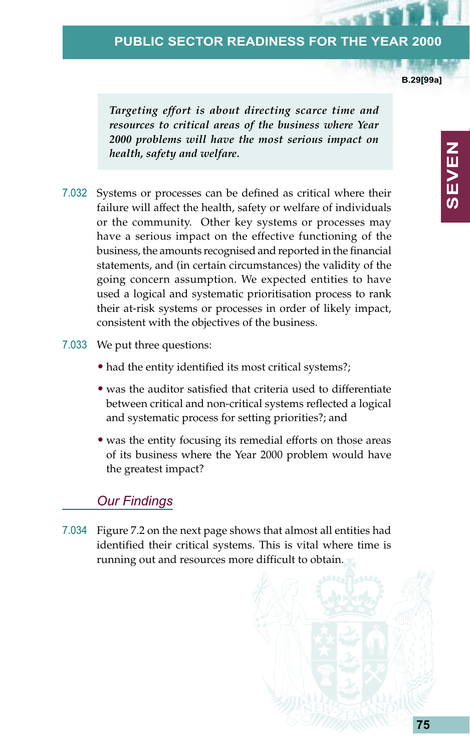*Targeting effort is about directing scarce time and resources to critical areas of the business where Year 2000 problems will have the most serious impact on health, safety and welfare.*

7.032 Systems or processes can be defined as critical where their failure will affect the health, safety or welfare of individuals or the community. Other key systems or processes may have a serious impact on the effective functioning of the business, the amounts recognised and reported in the financial statements, and (in certain circumstances) the validity of the going concern assumption. We expected entities to have used a logical and systematic prioritisation process to rank their at-risk systems or processes in order of likely impact, consistent with the objectives of the business.

7.033 We put three questions:

- had the entity identified its most critical systems?;
- was the auditor satisfied that criteria used to differentiate between critical and non-critical systems reflected a logical and systematic process for setting priorities?; and
- was the entity focusing its remedial efforts on those areas of its business where the Year 2000 problem would have the greatest impact?

## Our Findings

7.034 Figure 7.2 on the next page shows that almost all entities had identified their critical systems. This is vital where time is running out and resources more difficult to obtain.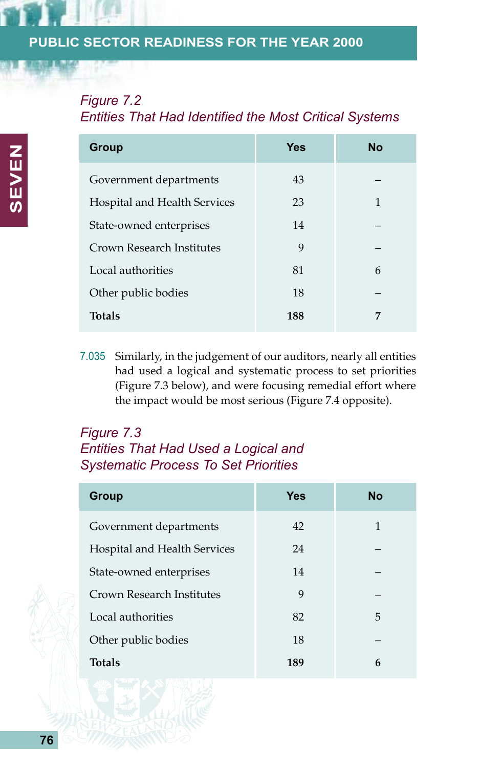*Figure 7.2*
*Entities That Had Identified the Most Critical Systems*

| Group | Yes | No |
|---|---|---|
| Government departments | 43 | – |
| Hospital and Health Services | 23 | 1 |
| State-owned enterprises | 14 | – |
| Crown Research Institutes | 9 | – |
| Local authorities | 81 | 6 |
| Other public bodies | 18 | – |
| **Totals** | **188** | **7** |

7.035 Similarly, in the judgement of our auditors, nearly all entities had used a logical and systematic process to set priorities (Figure 7.3 below), and were focusing remedial effort where the impact would be most serious (Figure 7.4 opposite).

*Figure 7.3*
*Entities That Had Used a Logical and Systematic Process To Set Priorities*

| Group | Yes | No |
|---|---|---|
| Government departments | 42 | 1 |
| Hospital and Health Services | 24 | – |
| State-owned enterprises | 14 | – |
| Crown Research Institutes | 9 | – |
| Local authorities | 82 | 5 |
| Other public bodies | 18 | – |
| **Totals** | **189** | **6** |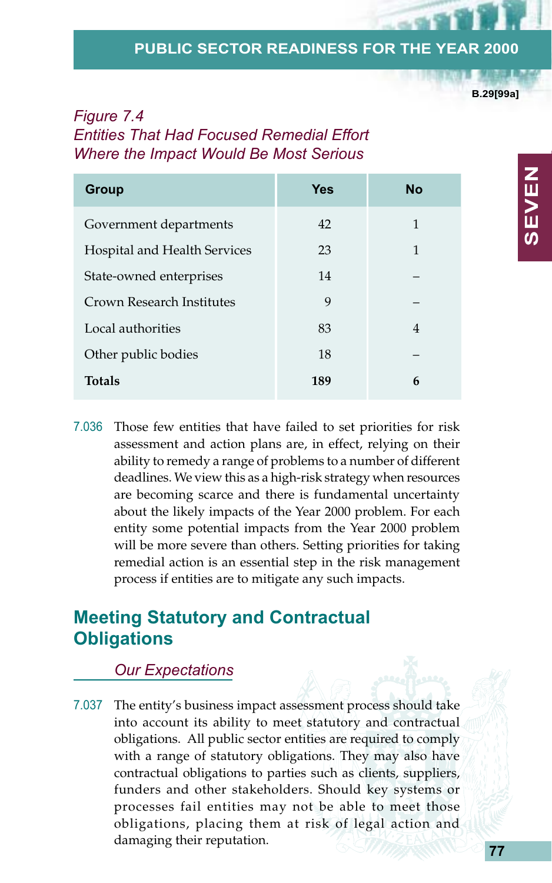*Figure 7.4*
*Entities That Had Focused Remedial Effort Where the Impact Would Be Most Serious*

| Group | Yes | No |
|---|---|---|
| Government departments | 42 | 1 |
| Hospital and Health Services | 23 | 1 |
| State-owned enterprises | 14 | – |
| Crown Research Institutes | 9 | – |
| Local authorities | 83 | 4 |
| Other public bodies | 18 | – |
| **Totals** | **189** | **6** |

7.036 Those few entities that have failed to set priorities for risk assessment and action plans are, in effect, relying on their ability to remedy a range of problems to a number of different deadlines. We view this as a high-risk strategy when resources are becoming scarce and there is fundamental uncertainty about the likely impacts of the Year 2000 problem. For each entity some potential impacts from the Year 2000 problem will be more severe than others. Setting priorities for taking remedial action is an essential step in the risk management process if entities are to mitigate any such impacts.

## Meeting Statutory and Contractual Obligations

### *Our Expectations*

7.037 The entity's business impact assessment process should take into account its ability to meet statutory and contractual obligations. All public sector entities are required to comply with a range of statutory obligations. They may also have contractual obligations to parties such as clients, suppliers, funders and other stakeholders. Should key systems or processes fail entities may not be able to meet those obligations, placing them at risk of legal action and damaging their reputation.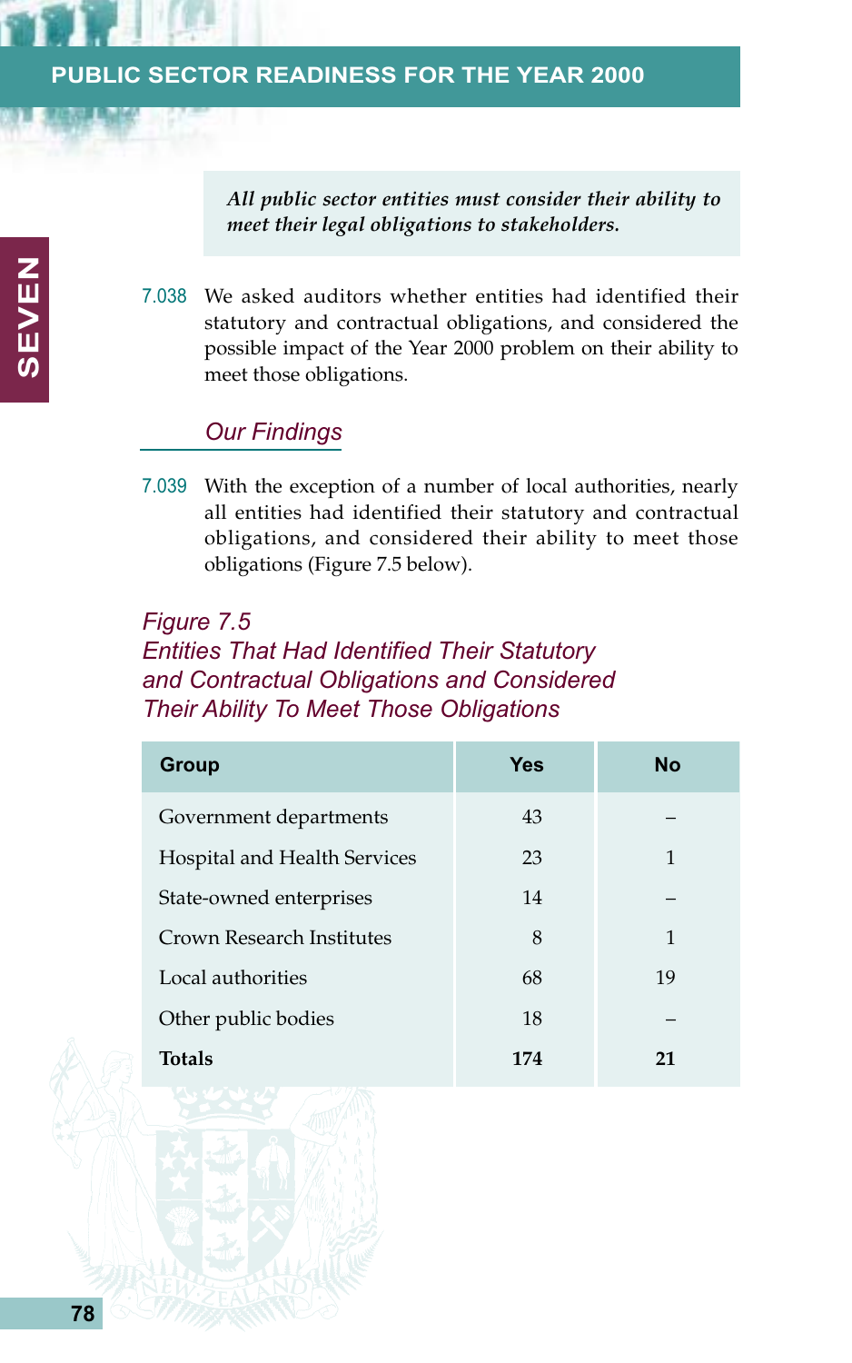*All public sector entities must consider their ability to meet their legal obligations to stakeholders.*

7.038 We asked auditors whether entities had identified their statutory and contractual obligations, and considered the possible impact of the Year 2000 problem on their ability to meet those obligations.

### *Our Findings*

7.039 With the exception of a number of local authorities, nearly all entities had identified their statutory and contractual obligations, and considered their ability to meet those obligations (Figure 7.5 below).

*Figure 7.5*
*Entities That Had Identified Their Statutory and Contractual Obligations and Considered Their Ability To Meet Those Obligations*

| Group | Yes | No |
|---|---|---|
| Government departments | 43 | – |
| Hospital and Health Services | 23 | 1 |
| State-owned enterprises | 14 | – |
| Crown Research Institutes | 8 | 1 |
| Local authorities | 68 | 19 |
| Other public bodies | 18 | – |
| **Totals** | **174** | **21** |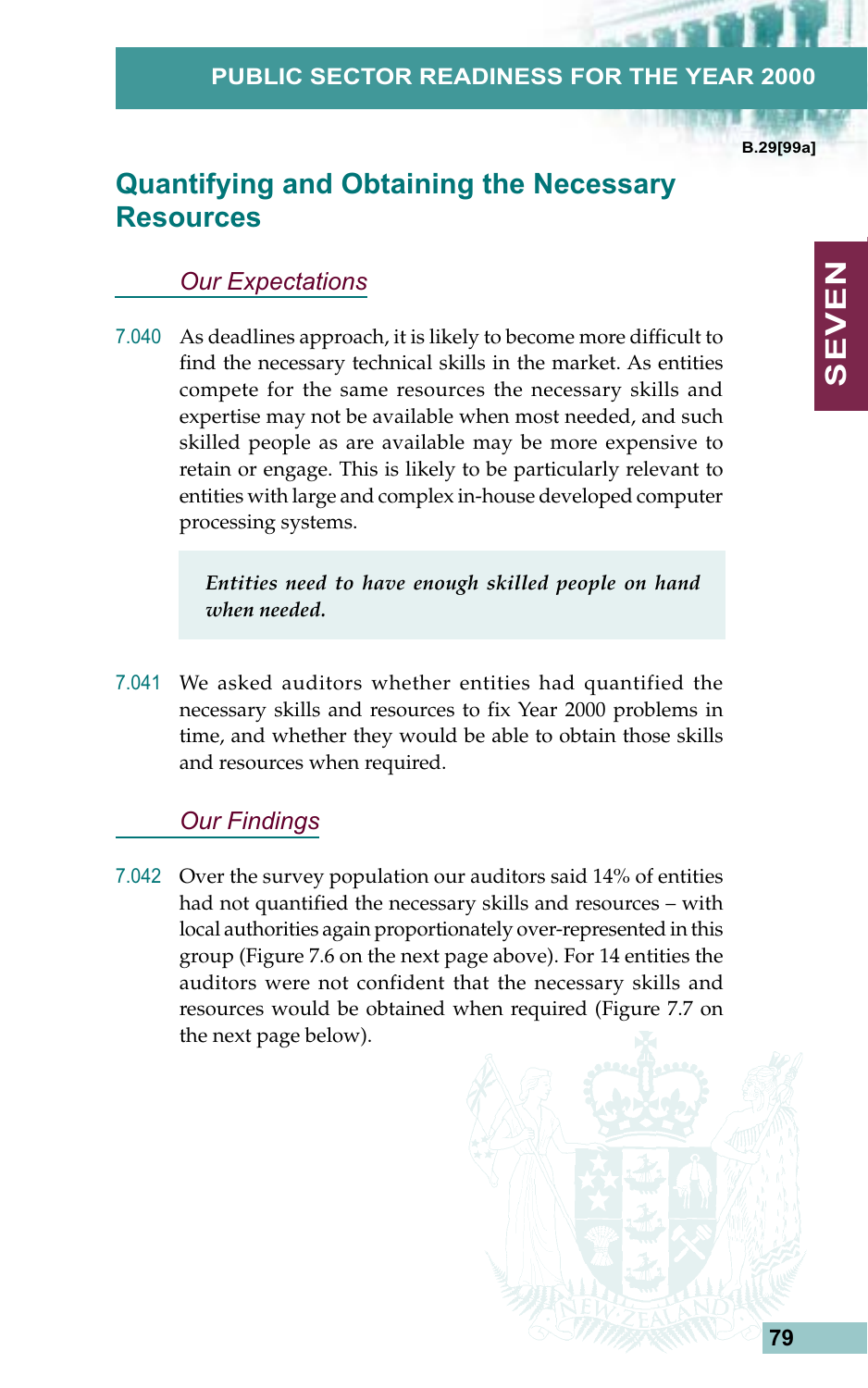## Quantifying and Obtaining the Necessary Resources

### *Our Expectations*

7.040 As deadlines approach, it is likely to become more difficult to find the necessary technical skills in the market. As entities compete for the same resources the necessary skills and expertise may not be available when most needed, and such skilled people as are available may be more expensive to retain or engage. This is likely to be particularly relevant to entities with large and complex in-house developed computer processing systems.

> ***Entities need to have enough skilled people on hand when needed.***

7.041 We asked auditors whether entities had quantified the necessary skills and resources to fix Year 2000 problems in time, and whether they would be able to obtain those skills and resources when required.

### *Our Findings*

7.042 Over the survey population our auditors said 14% of entities had not quantified the necessary skills and resources – with local authorities again proportionately over-represented in this group (Figure 7.6 on the next page above). For 14 entities the auditors were not confident that the necessary skills and resources would be obtained when required (Figure 7.7 on the next page below).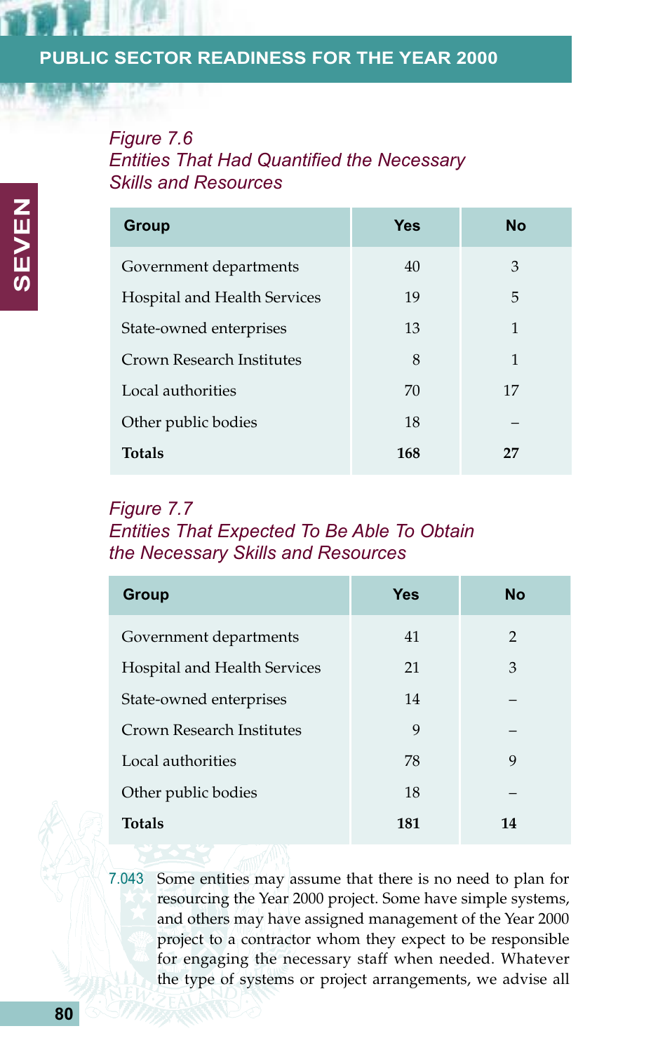*Figure 7.6*
*Entities That Had Quantified the Necessary Skills and Resources*

| Group | Yes | No |
|---|---|---|
| Government departments | 40 | 3 |
| Hospital and Health Services | 19 | 5 |
| State-owned enterprises | 13 | 1 |
| Crown Research Institutes | 8 | 1 |
| Local authorities | 70 | 17 |
| Other public bodies | 18 | – |
| **Totals** | **168** | **27** |

*Figure 7.7*
*Entities That Expected To Be Able To Obtain the Necessary Skills and Resources*

| Group | Yes | No |
|---|---|---|
| Government departments | 41 | 2 |
| Hospital and Health Services | 21 | 3 |
| State-owned enterprises | 14 | – |
| Crown Research Institutes | 9 | – |
| Local authorities | 78 | 9 |
| Other public bodies | 18 | – |
| **Totals** | **181** | **14** |

7.043 Some entities may assume that there is no need to plan for resourcing the Year 2000 project. Some have simple systems, and others may have assigned management of the Year 2000 project to a contractor whom they expect to be responsible for engaging the necessary staff when needed. Whatever the type of systems or project arrangements, we advise all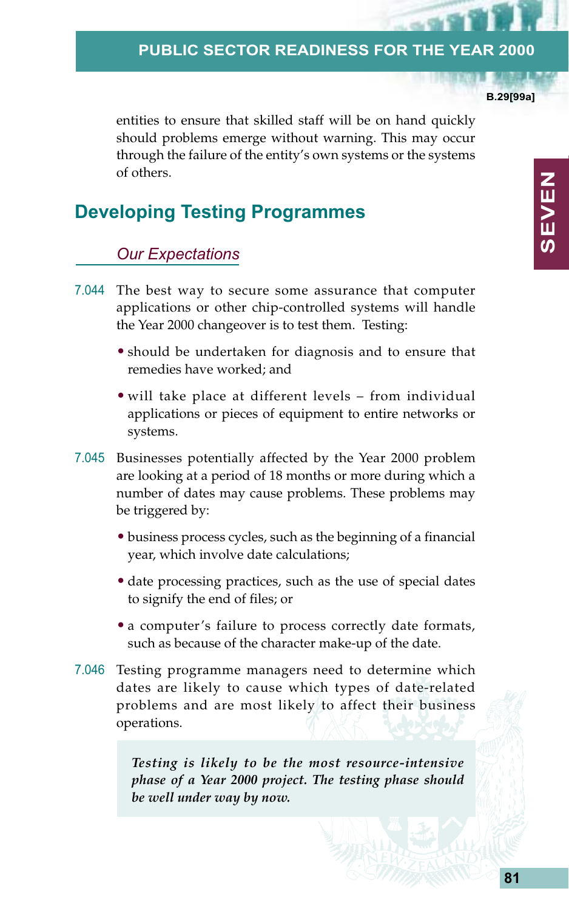entities to ensure that skilled staff will be on hand quickly should problems emerge without warning. This may occur through the failure of the entity's own systems or the systems of others.

## Developing Testing Programmes

### *Our Expectations*

7.044 The best way to secure some assurance that computer applications or other chip-controlled systems will handle the Year 2000 changeover is to test them. Testing:

- should be undertaken for diagnosis and to ensure that remedies have worked; and
- will take place at different levels – from individual applications or pieces of equipment to entire networks or systems.

7.045 Businesses potentially affected by the Year 2000 problem are looking at a period of 18 months or more during which a number of dates may cause problems. These problems may be triggered by:

- business process cycles, such as the beginning of a financial year, which involve date calculations;
- date processing practices, such as the use of special dates to signify the end of files; or
- a computer's failure to process correctly date formats, such as because of the character make-up of the date.

7.046 Testing programme managers need to determine which dates are likely to cause which types of date-related problems and are most likely to affect their business operations.

> ***Testing is likely to be the most resource-intensive phase of a Year 2000 project. The testing phase should be well under way by now.***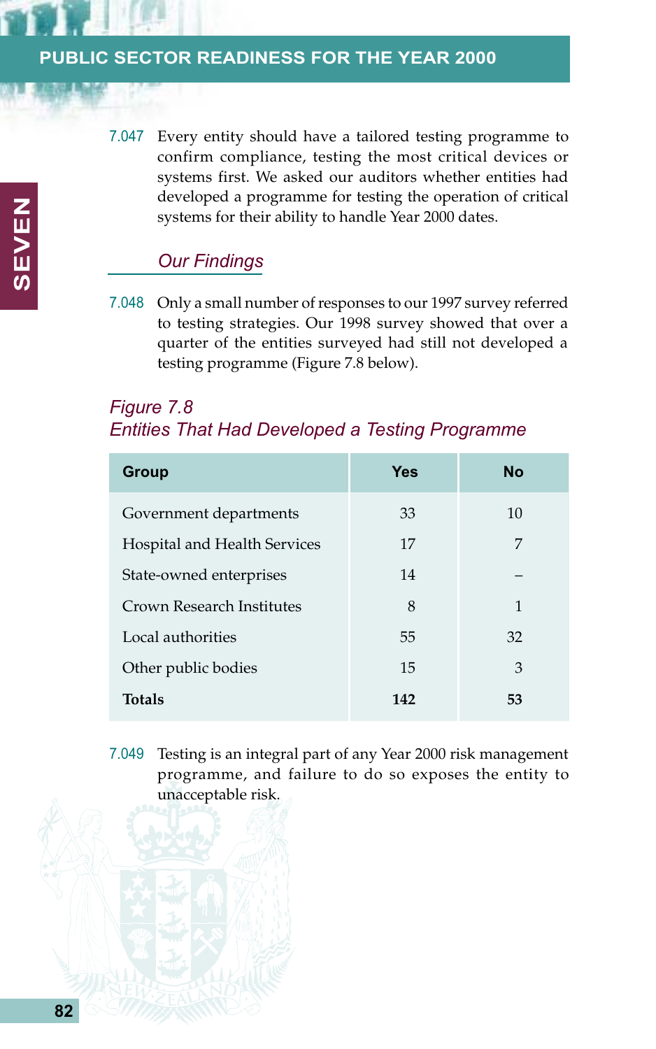7.047 Every entity should have a tailored testing programme to confirm compliance, testing the most critical devices or systems first. We asked our auditors whether entities had developed a programme for testing the operation of critical systems for their ability to handle Year 2000 dates.

### *Our Findings*

7.048 Only a small number of responses to our 1997 survey referred to testing strategies. Our 1998 survey showed that over a quarter of the entities surveyed had still not developed a testing programme (Figure 7.8 below).

*Figure 7.8*
*Entities That Had Developed a Testing Programme*

| Group | Yes | No |
|---|---|---|
| Government departments | 33 | 10 |
| Hospital and Health Services | 17 | 7 |
| State-owned enterprises | 14 | – |
| Crown Research Institutes | 8 | 1 |
| Local authorities | 55 | 32 |
| Other public bodies | 15 | 3 |
| **Totals** | **142** | **53** |

7.049 Testing is an integral part of any Year 2000 risk management programme, and failure to do so exposes the entity to unacceptable risk.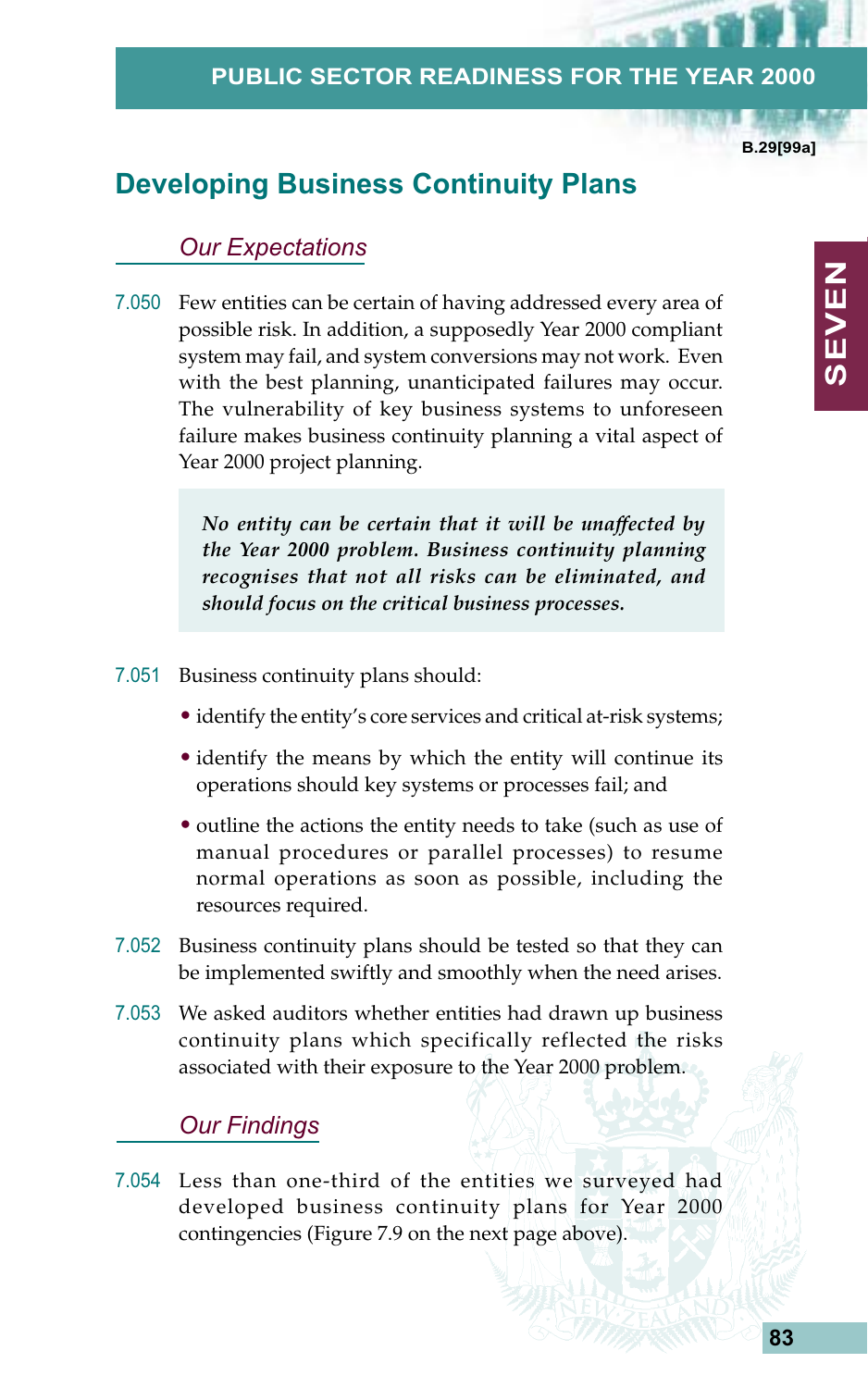## Developing Business Continuity Plans

### *Our Expectations*

7.050 Few entities can be certain of having addressed every area of possible risk. In addition, a supposedly Year 2000 compliant system may fail, and system conversions may not work. Even with the best planning, unanticipated failures may occur. The vulnerability of key business systems to unforeseen failure makes business continuity planning a vital aspect of Year 2000 project planning.

> ***No entity can be certain that it will be unaffected by the Year 2000 problem. Business continuity planning recognises that not all risks can be eliminated, and should focus on the critical business processes.***

7.051 Business continuity plans should:

- identify the entity's core services and critical at-risk systems;
- identify the means by which the entity will continue its operations should key systems or processes fail; and
- outline the actions the entity needs to take (such as use of manual procedures or parallel processes) to resume normal operations as soon as possible, including the resources required.

7.052 Business continuity plans should be tested so that they can be implemented swiftly and smoothly when the need arises.

7.053 We asked auditors whether entities had drawn up business continuity plans which specifically reflected the risks associated with their exposure to the Year 2000 problem.

### *Our Findings*

7.054 Less than one-third of the entities we surveyed had developed business continuity plans for Year 2000 contingencies (Figure 7.9 on the next page above).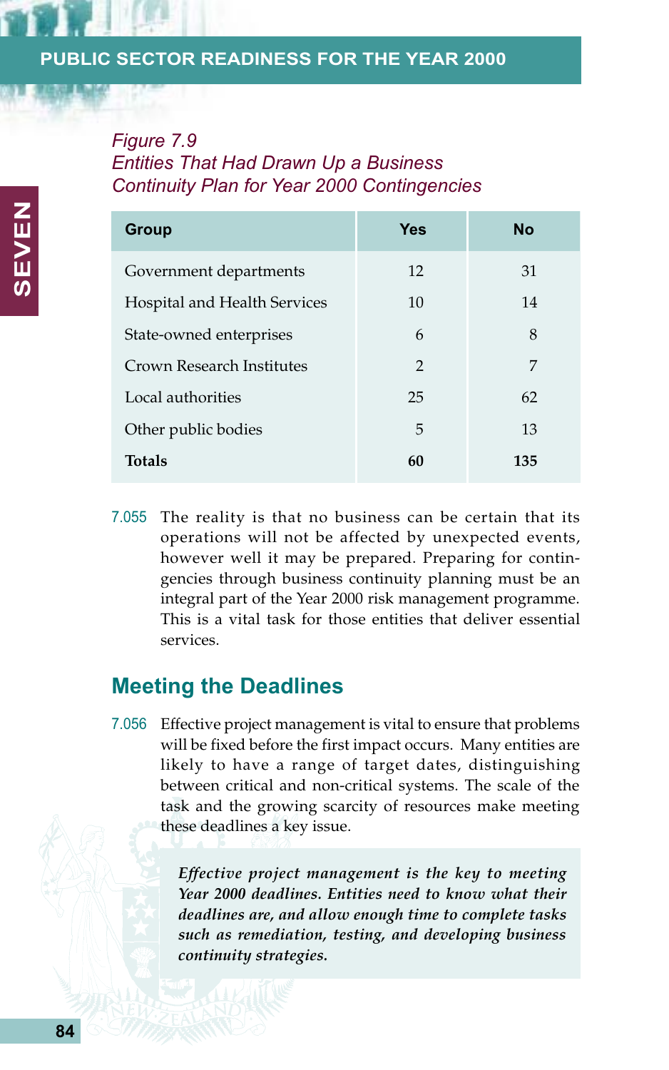*Figure 7.9*
*Entities That Had Drawn Up a Business Continuity Plan for Year 2000 Contingencies*

| Group | Yes | No |
|---|---|---|
| Government departments | 12 | 31 |
| Hospital and Health Services | 10 | 14 |
| State-owned enterprises | 6 | 8 |
| Crown Research Institutes | 2 | 7 |
| Local authorities | 25 | 62 |
| Other public bodies | 5 | 13 |
| **Totals** | **60** | **135** |

7.055 The reality is that no business can be certain that its operations will not be affected by unexpected events, however well it may be prepared. Preparing for contingencies through business continuity planning must be an integral part of the Year 2000 risk management programme. This is a vital task for those entities that deliver essential services.

## Meeting the Deadlines

7.056 Effective project management is vital to ensure that problems will be fixed before the first impact occurs. Many entities are likely to have a range of target dates, distinguishing between critical and non-critical systems. The scale of the task and the growing scarcity of resources make meeting these deadlines a key issue.

> ***Effective project management is the key to meeting Year 2000 deadlines. Entities need to know what their deadlines are, and allow enough time to complete tasks such as remediation, testing, and developing business continuity strategies.***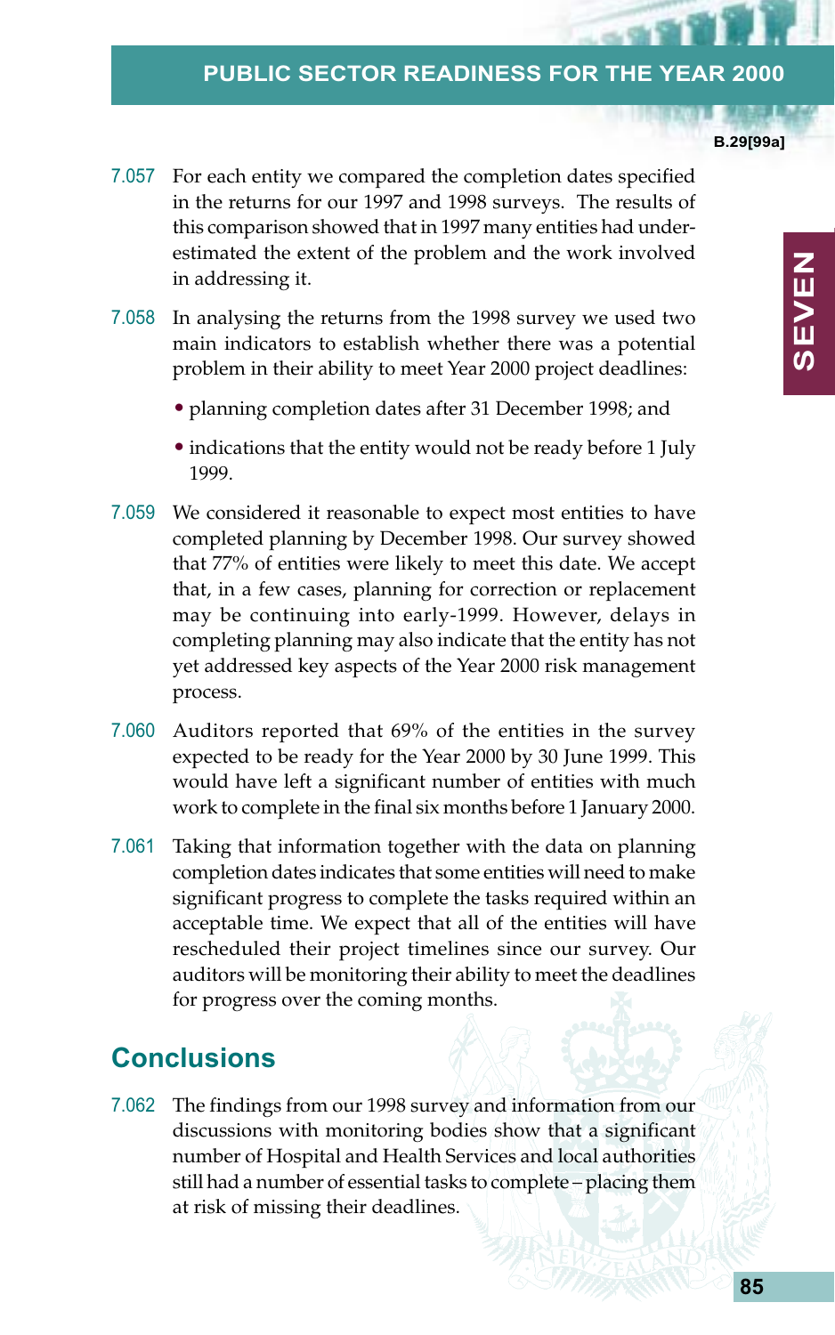7.057 For each entity we compared the completion dates specified in the returns for our 1997 and 1998 surveys. The results of this comparison showed that in 1997 many entities had underestimated the extent of the problem and the work involved in addressing it.

7.058 In analysing the returns from the 1998 survey we used two main indicators to establish whether there was a potential problem in their ability to meet Year 2000 project deadlines:

- planning completion dates after 31 December 1998; and
- indications that the entity would not be ready before 1 July 1999.

7.059 We considered it reasonable to expect most entities to have completed planning by December 1998. Our survey showed that 77% of entities were likely to meet this date. We accept that, in a few cases, planning for correction or replacement may be continuing into early-1999. However, delays in completing planning may also indicate that the entity has not yet addressed key aspects of the Year 2000 risk management process.

7.060 Auditors reported that 69% of the entities in the survey expected to be ready for the Year 2000 by 30 June 1999. This would have left a significant number of entities with much work to complete in the final six months before 1 January 2000.

7.061 Taking that information together with the data on planning completion dates indicates that some entities will need to make significant progress to complete the tasks required within an acceptable time. We expect that all of the entities will have rescheduled their project timelines since our survey. Our auditors will be monitoring their ability to meet the deadlines for progress over the coming months.

## Conclusions

7.062 The findings from our 1998 survey and information from our discussions with monitoring bodies show that a significant number of Hospital and Health Services and local authorities still had a number of essential tasks to complete – placing them at risk of missing their deadlines.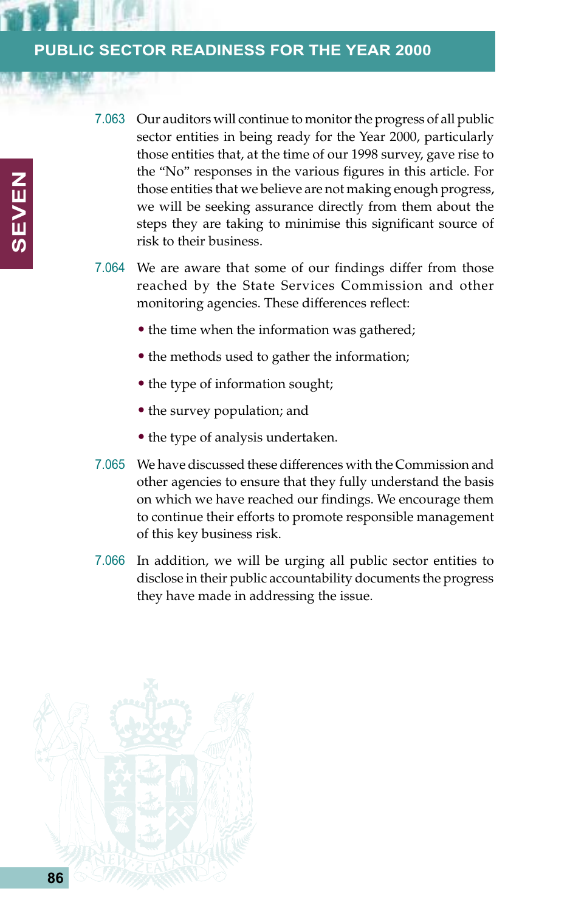7.063 Our auditors will continue to monitor the progress of all public sector entities in being ready for the Year 2000, particularly those entities that, at the time of our 1998 survey, gave rise to the "No" responses in the various figures in this article. For those entities that we believe are not making enough progress, we will be seeking assurance directly from them about the steps they are taking to minimise this significant source of risk to their business.

7.064 We are aware that some of our findings differ from those reached by the State Services Commission and other monitoring agencies. These differences reflect:

- the time when the information was gathered;
- the methods used to gather the information;
- the type of information sought;
- the survey population; and
- the type of analysis undertaken.

7.065 We have discussed these differences with the Commission and other agencies to ensure that they fully understand the basis on which we have reached our findings. We encourage them to continue their efforts to promote responsible management of this key business risk.

7.066 In addition, we will be urging all public sector entities to disclose in their public accountability documents the progress they have made in addressing the issue.